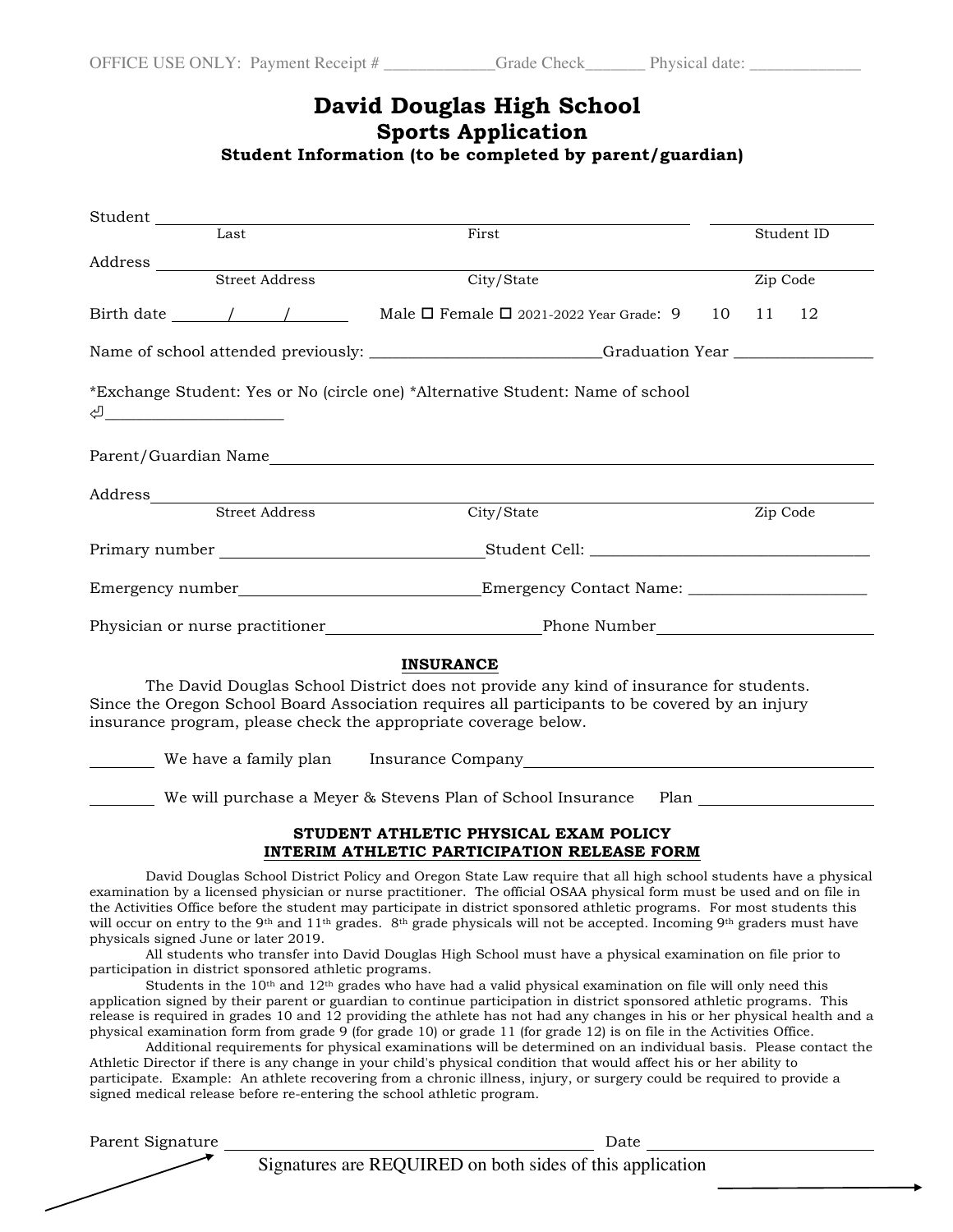OFFICE USE ONLY: Payment Receipt # _____________Grade Check_______ Physical date: _____________

# David Douglas High School
## Sports Application
### Student Information (to be completed by parent/guardian)

Student ____________________________________________ ______________
Last First Student ID

Address ____________________________________________________________
Street Address City/State Zip Code

Birth date ______/______/_______ Male ☐ Female ☐ 2021-2022 Year Grade: 9 10 11 12

Name of school attended previously: _____________________________Graduation Year _________________

*Exchange Student: Yes or No (circle one) *Alternative Student: Name of school
⏎______________________

Parent/Guardian Name____________________________________________________

Address______________________________________________________________
Street Address City/State Zip Code

Primary number ________________________________Student Cell: ___________________________________

Emergency number_____________________________Emergency Contact Name: ______________________

Physician or nurse practitioner__________________________Phone Number_________________________

**INSURANCE**

The David Douglas School District does not provide any kind of insurance for students. Since the Oregon School Board Association requires all participants to be covered by an injury insurance program, please check the appropriate coverage below.

________ We have a family plan Insurance Company_________________________________________

________ We will purchase a Meyer & Stevens Plan of School Insurance Plan ____________________

**STUDENT ATHLETIC PHYSICAL EXAM POLICY**
**INTERIM ATHLETIC PARTICIPATION RELEASE FORM**

David Douglas School District Policy and Oregon State Law require that all high school students have a physical examination by a licensed physician or nurse practitioner. The official OSAA physical form must be used and on file in the Activities Office before the student may participate in district sponsored athletic programs. For most students this will occur on entry to the 9th and 11th grades. 8th grade physicals will not be accepted. Incoming 9th graders must have physicals signed June or later 2019.

All students who transfer into David Douglas High School must have a physical examination on file prior to participation in district sponsored athletic programs.

Students in the 10th and 12th grades who have had a valid physical examination on file will only need this application signed by their parent or guardian to continue participation in district sponsored athletic programs. This release is required in grades 10 and 12 providing the athlete has not had any changes in his or her physical health and a physical examination form from grade 9 (for grade 10) or grade 11 (for grade 12) is on file in the Activities Office.

Additional requirements for physical examinations will be determined on an individual basis. Please contact the Athletic Director if there is any change in your child's physical condition that would affect his or her ability to participate. Example: An athlete recovering from a chronic illness, injury, or surgery could be required to provide a signed medical release before re-entering the school athletic program.

Parent Signature __________________________________________ Date ___________________________

Signatures are REQUIRED on both sides of this application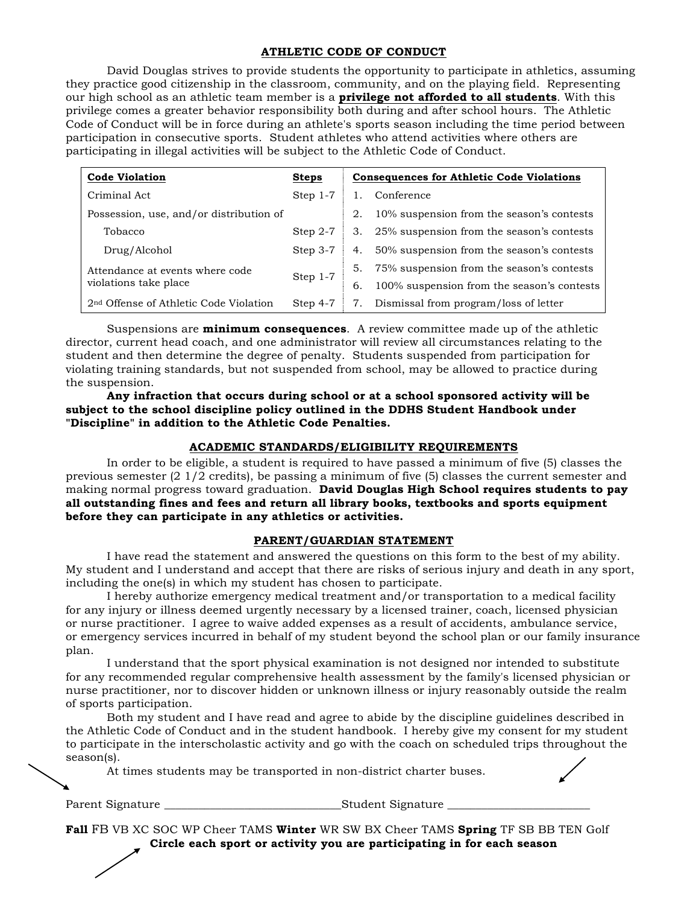## ATHLETIC CODE OF CONDUCT

David Douglas strives to provide students the opportunity to participate in athletics, assuming they practice good citizenship in the classroom, community, and on the playing field. Representing our high school as an athletic team member is a **privilege not afforded to all students**. With this privilege comes a greater behavior responsibility both during and after school hours. The Athletic Code of Conduct will be in force during an athlete's sports season including the time period between participation in consecutive sports. Student athletes who attend activities where others are participating in illegal activities will be subject to the Athletic Code of Conduct.

| Code Violation | Steps | Consequences for Athletic Code Violations |
|---|---|---|
| Criminal Act | Step 1-7 | 1. Conference |
| Possession, use, and/or distribution of | | 2. 10% suspension from the season's contests |
| Tobacco | Step 2-7 | 3. 25% suspension from the season's contests |
| Drug/Alcohol | Step 3-7 | 4. 50% suspension from the season's contests |
| Attendance at events where code violations take place | Step 1-7 | 5. 75% suspension from the season's contests |
| | | 6. 100% suspension from the season's contests |
| 2nd Offense of Athletic Code Violation | Step 4-7 | 7. Dismissal from program/loss of letter |

Suspensions are **minimum consequences**. A review committee made up of the athletic director, current head coach, and one administrator will review all circumstances relating to the student and then determine the degree of penalty. Students suspended from participation for violating training standards, but not suspended from school, may be allowed to practice during the suspension.

**Any infraction that occurs during school or at a school sponsored activity will be subject to the school discipline policy outlined in the DDHS Student Handbook under "Discipline" in addition to the Athletic Code Penalties.**

## ACADEMIC STANDARDS/ELIGIBILITY REQUIREMENTS

In order to be eligible, a student is required to have passed a minimum of five (5) classes the previous semester (2 1/2 credits), be passing a minimum of five (5) classes the current semester and making normal progress toward graduation. **David Douglas High School requires students to pay all outstanding fines and fees and return all library books, textbooks and sports equipment before they can participate in any athletics or activities.**

## PARENT/GUARDIAN STATEMENT

I have read the statement and answered the questions on this form to the best of my ability. My student and I understand and accept that there are risks of serious injury and death in any sport, including the one(s) in which my student has chosen to participate.

I hereby authorize emergency medical treatment and/or transportation to a medical facility for any injury or illness deemed urgently necessary by a licensed trainer, coach, licensed physician or nurse practitioner. I agree to waive added expenses as a result of accidents, ambulance service, or emergency services incurred in behalf of my student beyond the school plan or our family insurance plan.

I understand that the sport physical examination is not designed nor intended to substitute for any recommended regular comprehensive health assessment by the family's licensed physician or nurse practitioner, nor to discover hidden or unknown illness or injury reasonably outside the realm of sports participation.

Both my student and I have read and agree to abide by the discipline guidelines described in the Athletic Code of Conduct and in the student handbook. I hereby give my consent for my student to participate in the interscholastic activity and go with the coach on scheduled trips throughout the season(s).

At times students may be transported in non-district charter buses.

Parent Signature ______________________________Student Signature ________________________

**Fall** FB VB XC SOC WP Cheer TAMS **Winter** WR SW BX Cheer TAMS **Spring** TF SB BB TEN Golf

**Circle each sport or activity you are participating in for each season**